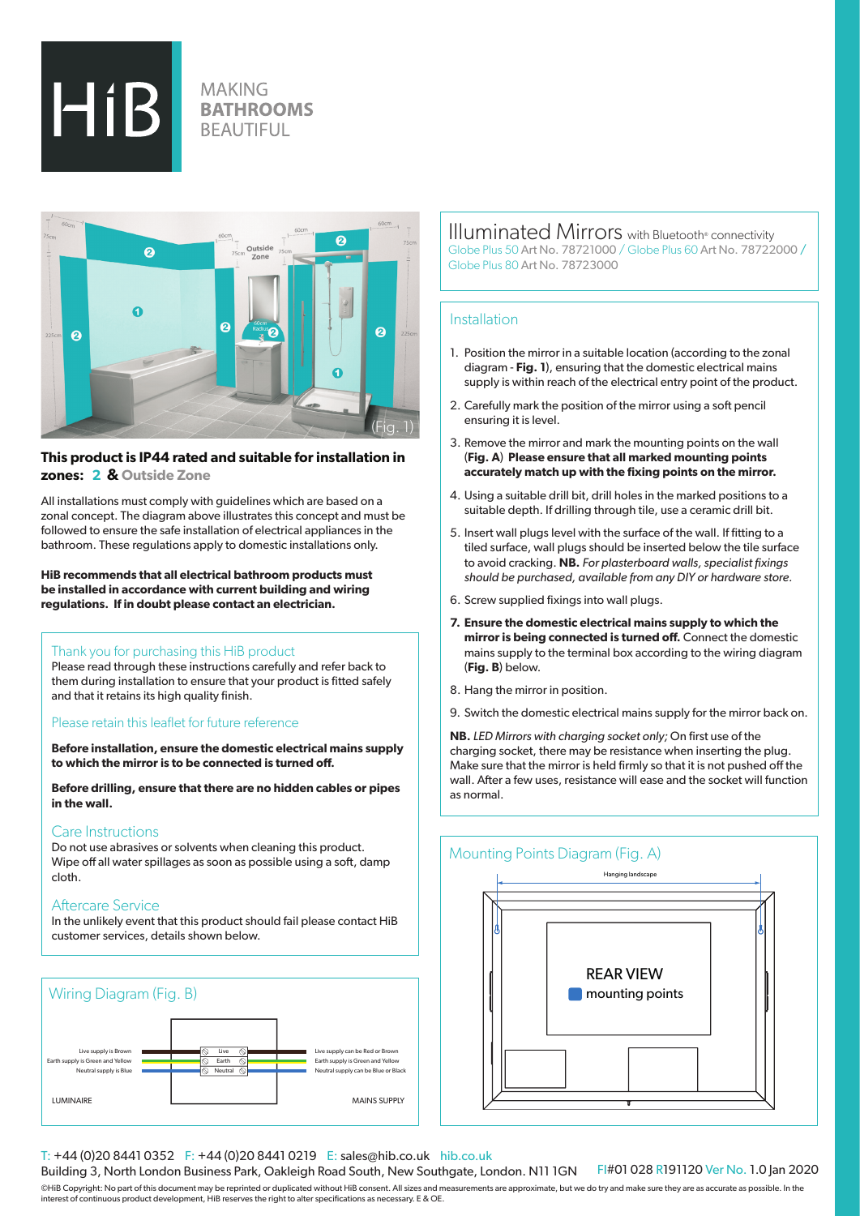# HiB

MAKING
**BATHROOMS**
BEAUTIFUL

(Fig. 1)

**This product is IP44 rated and suitable for installation in zones: 2 & Outside Zone**

All installations must comply with guidelines which are based on a zonal concept. The diagram above illustrates this concept and must be followed to ensure the safe installation of electrical appliances in the bathroom. These regulations apply to domestic installations only.

**HiB recommends that all electrical bathroom products must be installed in accordance with current building and wiring regulations. If in doubt please contact an electrician.**

## Thank you for purchasing this HiB product

Please read through these instructions carefully and refer back to them during installation to ensure that your product is fitted safely and that it retains its high quality finish.

## Please retain this leaflet for future reference

**Before installation, ensure the domestic electrical mains supply to which the mirror is to be connected is turned off.**

**Before drilling, ensure that there are no hidden cables or pipes in the wall.**

## Care Instructions

Do not use abrasives or solvents when cleaning this product. Wipe off all water spillages as soon as possible using a soft, damp cloth.

## Aftercare Service

In the unlikely event that this product should fail please contact HiB customer services, details shown below.

## Wiring Diagram (Fig. B)

| LUMINAIRE | Terminal | MAINS SUPPLY |
|---|---|---|
| Live supply is Brown | Live | Live supply can be Red or Brown |
| Earth supply is Green and Yellow | Earth | Earth supply is Green and Yellow |
| Neutral supply is Blue | Neutral | Neutral supply can be Blue or Black |

# Illuminated Mirrors with Bluetooth® connectivity

Globe Plus 50 Art No. 78721000 / Globe Plus 60 Art No. 78722000 / Globe Plus 80 Art No. 78723000

## Installation

1. Position the mirror in a suitable location (according to the zonal diagram - **Fig. 1**), ensuring that the domestic electrical mains supply is within reach of the electrical entry point of the product.
2. Carefully mark the position of the mirror using a soft pencil ensuring it is level.
3. Remove the mirror and mark the mounting points on the wall (**Fig. A**) **Please ensure that all marked mounting points accurately match up with the fixing points on the mirror.**
4. Using a suitable drill bit, drill holes in the marked positions to a suitable depth. If drilling through tile, use a ceramic drill bit.
5. Insert wall plugs level with the surface of the wall. If fitting to a tiled surface, wall plugs should be inserted below the tile surface to avoid cracking. **NB.** *For plasterboard walls, specialist fixings should be purchased, available from any DIY or hardware store.*
6. Screw supplied fixings into wall plugs.
7. **Ensure the domestic electrical mains supply to which the mirror is being connected is turned off.** Connect the domestic mains supply to the terminal box according to the wiring diagram (**Fig. B**) below.
8. Hang the mirror in position.
9. Switch the domestic electrical mains supply for the mirror back on.

**NB.** *LED Mirrors with charging socket only;* On first use of the charging socket, there may be resistance when inserting the plug. Make sure that the mirror is held firmly so that it is not pushed off the wall. After a few uses, resistance will ease and the socket will function as normal.

## Mounting Points Diagram (Fig. A)

Hanging landscape

REAR VIEW
mounting points

T: +44 (0)20 8441 0352 F: +44 (0)20 8441 0219 E: sales@hib.co.uk hib.co.uk
Building 3, North London Business Park, Oakleigh Road South, New Southgate, London. N11 1GN FI#01 028 R191120 Ver No. 1.0 Jan 2020

©HiB Copyright: No part of this document may be reprinted or duplicated without HiB consent. All sizes and measurements are approximate, but we do try and make sure they are as accurate as possible. In the interest of continuous product development, HiB reserves the right to alter specifications as necessary. E & OE.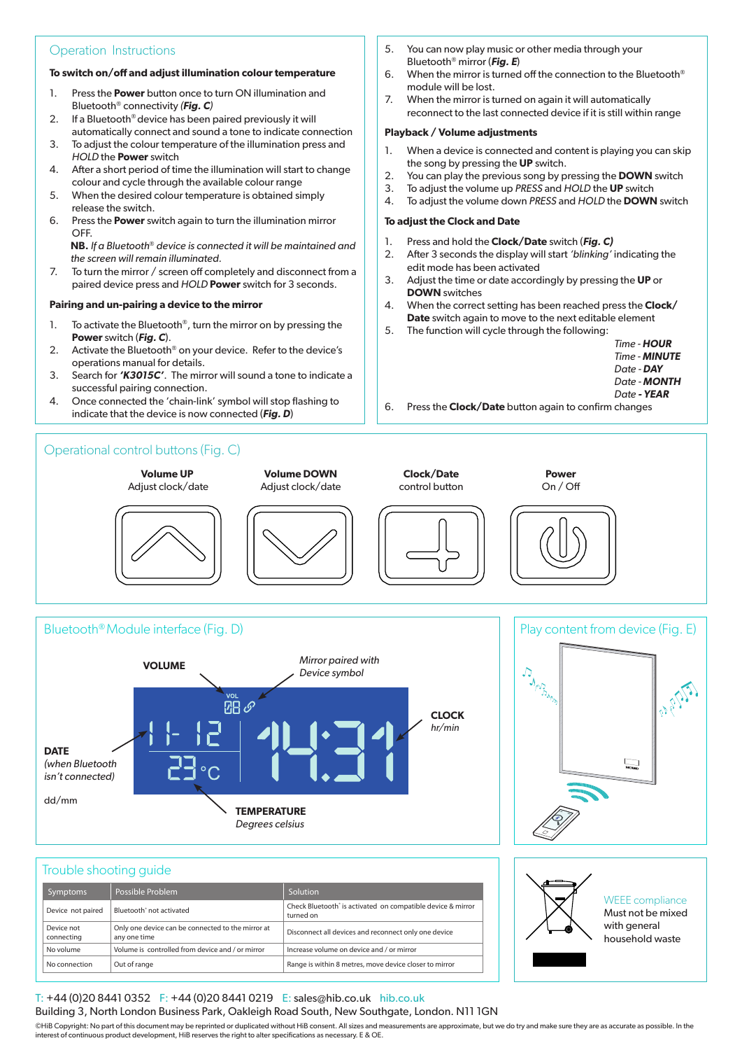## Operation Instructions

**To switch on/off and adjust illumination colour temperature**

1. Press the **Power** button once to turn ON illumination and Bluetooth® connectivity (***Fig. C***)
2. If a Bluetooth® device has been paired previously it will automatically connect and sound a tone to indicate connection
3. To adjust the colour temperature of the illumination press and *HOLD* the **Power** switch
4. After a short period of time the illumination will start to change colour and cycle through the available colour range
5. When the desired colour temperature is obtained simply release the switch.
6. Press the **Power** switch again to turn the illumination mirror OFF.

   **NB.** *If a Bluetooth® device is connected it will be maintained and the screen will remain illuminated.*
7. To turn the mirror / screen off completely and disconnect from a paired device press and *HOLD* **Power** switch for 3 seconds.

**Pairing and un-pairing a device to the mirror**

1. To activate the Bluetooth®, turn the mirror on by pressing the **Power** switch (***Fig. C***).
2. Activate the Bluetooth® on your device. Refer to the device's operations manual for details.
3. Search for ***'K3015C'***. The mirror will sound a tone to indicate a successful pairing connection.
4. Once connected the 'chain-link' symbol will stop flashing to indicate that the device is now connected (***Fig. D***)
5. You can now play music or other media through your Bluetooth® mirror (***Fig. E***)
6. When the mirror is turned off the connection to the Bluetooth® module will be lost.
7. When the mirror is turned on again it will automatically reconnect to the last connected device if it is still within range

**Playback / Volume adjustments**

1. When a device is connected and content is playing you can skip the song by pressing the **UP** switch.
2. You can play the previous song by pressing the **DOWN** switch
3. To adjust the volume up *PRESS* and *HOLD* the **UP** switch
4. To adjust the volume down *PRESS* and *HOLD* the **DOWN** switch

**To adjust the Clock and Date**

1. Press and hold the **Clock/Date** switch (***Fig. C)***
2. After 3 seconds the display will start *'blinking'* indicating the edit mode has been activated
3. Adjust the time or date accordingly by pressing the **UP** or **DOWN** switches
4. When the correct setting has been reached press the **Clock/ Date** switch again to move to the next editable element
5. The function will cycle through the following:

   *Time* - ***HOUR***
   *Time* - ***MINUTE***
   *Date* - ***DAY***
   *Date* - ***MONTH***
   *Date* - ***YEAR***
6. Press the **Clock/Date** button again to confirm changes

## Operational control buttons (Fig. C)

**Volume UP**
Adjust clock/date

**Volume DOWN**
Adjust clock/date

**Clock/Date**
control button

**Power**
On / Off

## Bluetooth® Module interface (Fig. D)

**VOLUME**

*Mirror paired with Device symbol*

**CLOCK**
*hr/min*

**DATE**
*(when Bluetooth isn't connected)*

dd/mm

**TEMPERATURE**
*Degrees celsius*

## Play content from device (Fig. E)

## Trouble shooting guide

| Symptoms | Possible Problem | Solution |
|---|---|---|
| Device not paired | Bluetooth® not activated | Check Bluetooth® is activated on compatible device & mirror turned on |
| Device not connecting | Only one device can be connected to the mirror at any one time | Disconnect all devices and reconnect only one device |
| No volume | Volume is controlled from device and / or mirror | Increase volume on device and / or mirror |
| No connection | Out of range | Range is within 8 metres, move device closer to mirror |

WEEE compliance
Must not be mixed with general household waste

T: +44 (0)20 8441 0352 F: +44 (0)20 8441 0219 E: sales@hib.co.uk hib.co.uk
Building 3, North London Business Park, Oakleigh Road South, New Southgate, London. N11 1GN

©HiB Copyright: No part of this document may be reprinted or duplicated without HiB consent. All sizes and measurements are approximate, but we do try and make sure they are as accurate as possible. In the interest of continuous product development, HiB reserves the right to alter specifications as necessary. E & OE.